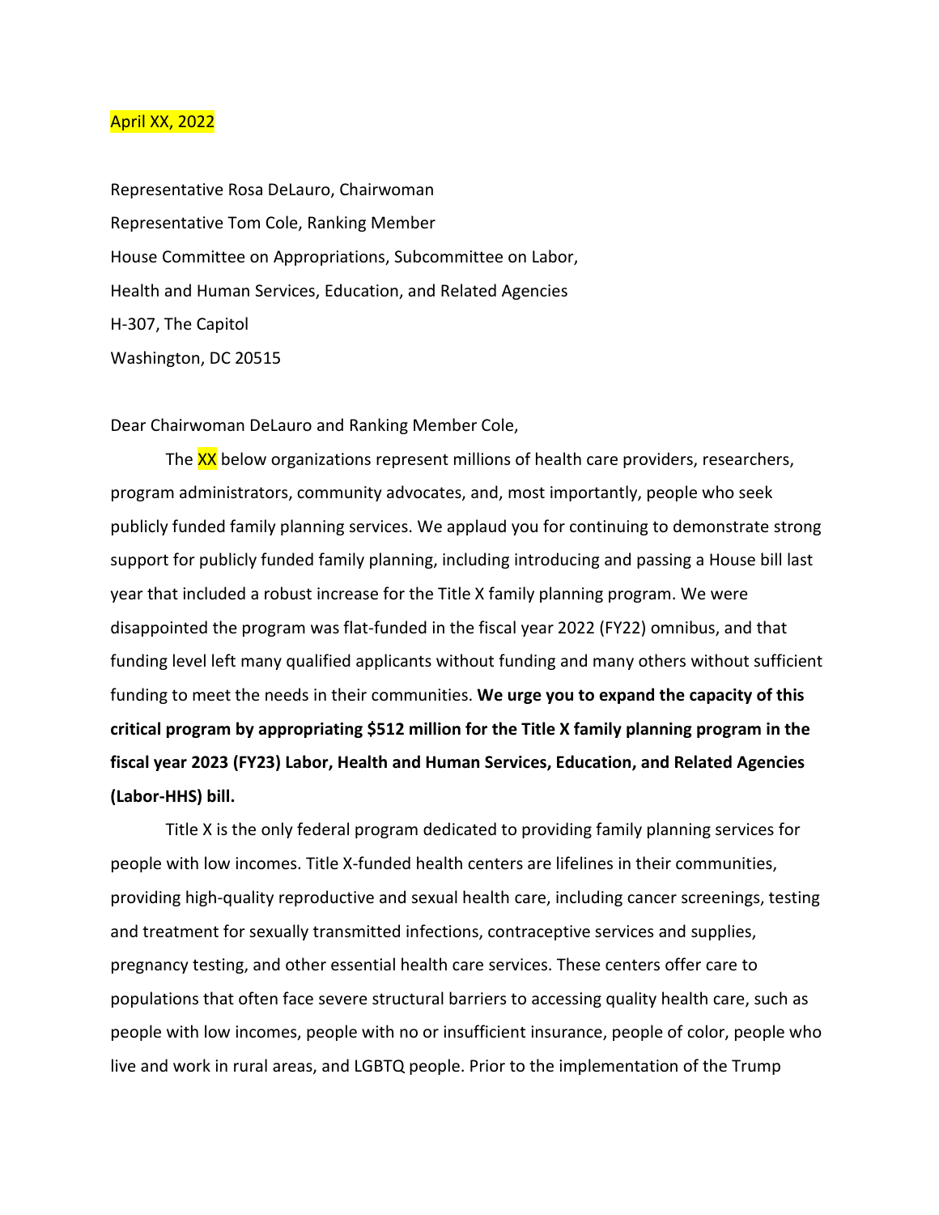April XX, 2022

Representative Rosa DeLauro, Chairwoman
Representative Tom Cole, Ranking Member
House Committee on Appropriations, Subcommittee on Labor,
Health and Human Services, Education, and Related Agencies
H-307, The Capitol
Washington, DC 20515

Dear Chairwoman DeLauro and Ranking Member Cole,

The XX below organizations represent millions of health care providers, researchers, program administrators, community advocates, and, most importantly, people who seek publicly funded family planning services. We applaud you for continuing to demonstrate strong support for publicly funded family planning, including introducing and passing a House bill last year that included a robust increase for the Title X family planning program. We were disappointed the program was flat-funded in the fiscal year 2022 (FY22) omnibus, and that funding level left many qualified applicants without funding and many others without sufficient funding to meet the needs in their communities. **We urge you to expand the capacity of this critical program by appropriating $512 million for the Title X family planning program in the fiscal year 2023 (FY23) Labor, Health and Human Services, Education, and Related Agencies (Labor-HHS) bill.**

Title X is the only federal program dedicated to providing family planning services for people with low incomes. Title X-funded health centers are lifelines in their communities, providing high-quality reproductive and sexual health care, including cancer screenings, testing and treatment for sexually transmitted infections, contraceptive services and supplies, pregnancy testing, and other essential health care services. These centers offer care to populations that often face severe structural barriers to accessing quality health care, such as people with low incomes, people with no or insufficient insurance, people of color, people who live and work in rural areas, and LGBTQ people. Prior to the implementation of the Trump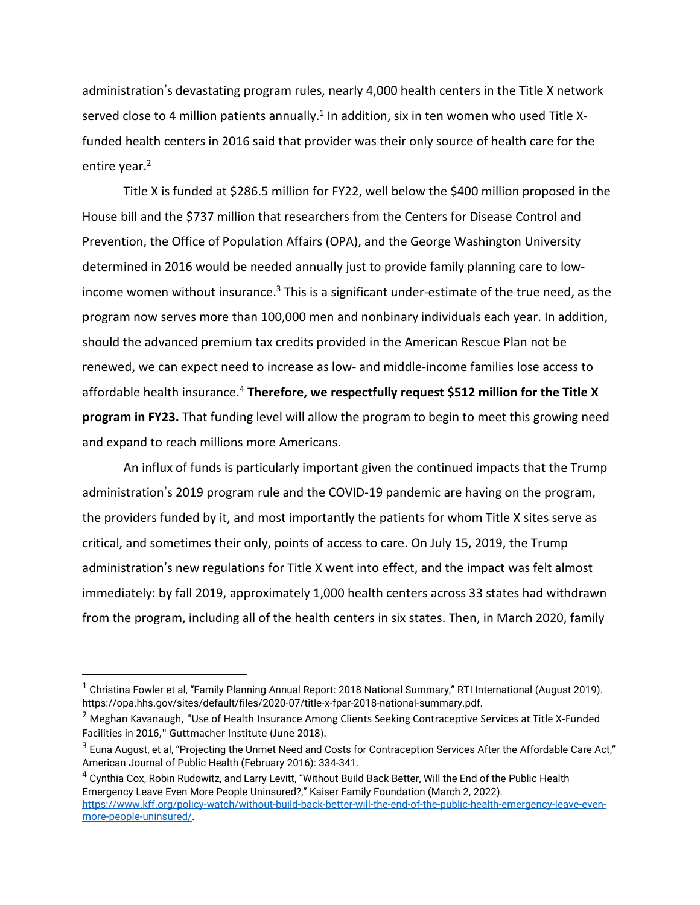administration's devastating program rules, nearly 4,000 health centers in the Title X network served close to 4 million patients annually.[1] In addition, six in ten women who used Title X-funded health centers in 2016 said that provider was their only source of health care for the entire year.[2]

Title X is funded at $286.5 million for FY22, well below the $400 million proposed in the House bill and the $737 million that researchers from the Centers for Disease Control and Prevention, the Office of Population Affairs (OPA), and the George Washington University determined in 2016 would be needed annually just to provide family planning care to low-income women without insurance.[3] This is a significant under-estimate of the true need, as the program now serves more than 100,000 men and nonbinary individuals each year. In addition, should the advanced premium tax credits provided in the American Rescue Plan not be renewed, we can expect need to increase as low- and middle-income families lose access to affordable health insurance.[4] **Therefore, we respectfully request $512 million for the Title X program in FY23.** That funding level will allow the program to begin to meet this growing need and expand to reach millions more Americans.

An influx of funds is particularly important given the continued impacts that the Trump administration's 2019 program rule and the COVID-19 pandemic are having on the program, the providers funded by it, and most importantly the patients for whom Title X sites serve as critical, and sometimes their only, points of access to care. On July 15, 2019, the Trump administration's new regulations for Title X went into effect, and the impact was felt almost immediately: by fall 2019, approximately 1,000 health centers across 33 states had withdrawn from the program, including all of the health centers in six states. Then, in March 2020, family

---

[1] Christina Fowler et al, "Family Planning Annual Report: 2018 National Summary," RTI International (August 2019). https://opa.hhs.gov/sites/default/files/2020-07/title-x-fpar-2018-national-summary.pdf.

[2] Meghan Kavanaugh, "Use of Health Insurance Among Clients Seeking Contraceptive Services at Title X-Funded Facilities in 2016," Guttmacher Institute (June 2018).

[3] Euna August, et al, "Projecting the Unmet Need and Costs for Contraception Services After the Affordable Care Act," American Journal of Public Health (February 2016): 334-341.

[4] Cynthia Cox, Robin Rudowitz, and Larry Levitt, "Without Build Back Better, Will the End of the Public Health Emergency Leave Even More People Uninsured?," Kaiser Family Foundation (March 2, 2022). https://www.kff.org/policy-watch/without-build-back-better-will-the-end-of-the-public-health-emergency-leave-even-more-people-uninsured/.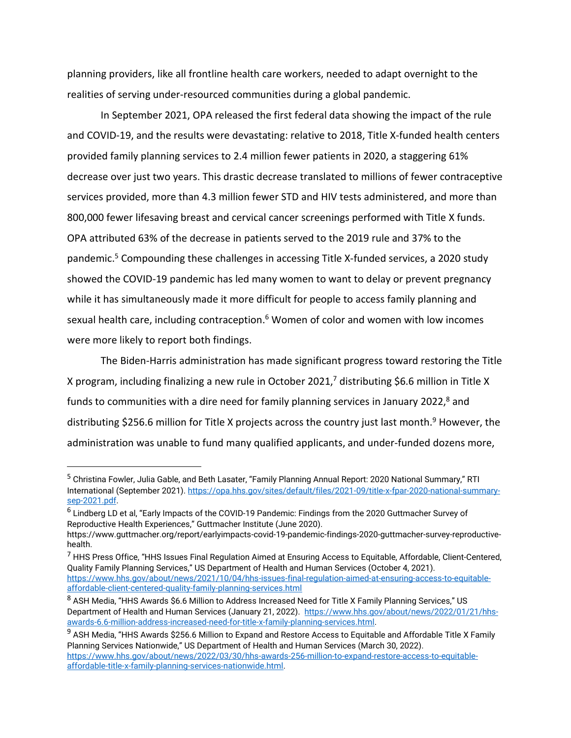planning providers, like all frontline health care workers, needed to adapt overnight to the realities of serving under-resourced communities during a global pandemic.

In September 2021, OPA released the first federal data showing the impact of the rule and COVID-19, and the results were devastating: relative to 2018, Title X-funded health centers provided family planning services to 2.4 million fewer patients in 2020, a staggering 61% decrease over just two years. This drastic decrease translated to millions of fewer contraceptive services provided, more than 4.3 million fewer STD and HIV tests administered, and more than 800,000 fewer lifesaving breast and cervical cancer screenings performed with Title X funds. OPA attributed 63% of the decrease in patients served to the 2019 rule and 37% to the pandemic.[5] Compounding these challenges in accessing Title X-funded services, a 2020 study showed the COVID-19 pandemic has led many women to want to delay or prevent pregnancy while it has simultaneously made it more difficult for people to access family planning and sexual health care, including contraception.[6] Women of color and women with low incomes were more likely to report both findings.

The Biden-Harris administration has made significant progress toward restoring the Title X program, including finalizing a new rule in October 2021,[7] distributing $6.6 million in Title X funds to communities with a dire need for family planning services in January 2022,[8] and distributing $256.6 million for Title X projects across the country just last month.[9] However, the administration was unable to fund many qualified applicants, and under-funded dozens more,

---

[5] Christina Fowler, Julia Gable, and Beth Lasater, "Family Planning Annual Report: 2020 National Summary," RTI International (September 2021). https://opa.hhs.gov/sites/default/files/2021-09/title-x-fpar-2020-national-summary-sep-2021.pdf.

[6] Lindberg LD et al, "Early Impacts of the COVID-19 Pandemic: Findings from the 2020 Guttmacher Survey of Reproductive Health Experiences," Guttmacher Institute (June 2020). https://www.guttmacher.org/report/earlyimpacts-covid-19-pandemic-findings-2020-guttmacher-survey-reproductive-health.

[7] HHS Press Office, "HHS Issues Final Regulation Aimed at Ensuring Access to Equitable, Affordable, Client-Centered, Quality Family Planning Services," US Department of Health and Human Services (October 4, 2021). https://www.hhs.gov/about/news/2021/10/04/hhs-issues-final-regulation-aimed-at-ensuring-access-to-equitable-affordable-client-centered-quality-family-planning-services.html

[8] ASH Media, "HHS Awards $6.6 Million to Address Increased Need for Title X Family Planning Services," US Department of Health and Human Services (January 21, 2022). https://www.hhs.gov/about/news/2022/01/21/hhs-awards-6.6-million-address-increased-need-for-title-x-family-planning-services.html.

[9] ASH Media, "HHS Awards $256.6 Million to Expand and Restore Access to Equitable and Affordable Title X Family Planning Services Nationwide," US Department of Health and Human Services (March 30, 2022). https://www.hhs.gov/about/news/2022/03/30/hhs-awards-256-million-to-expand-restore-access-to-equitable-affordable-title-x-family-planning-services-nationwide.html.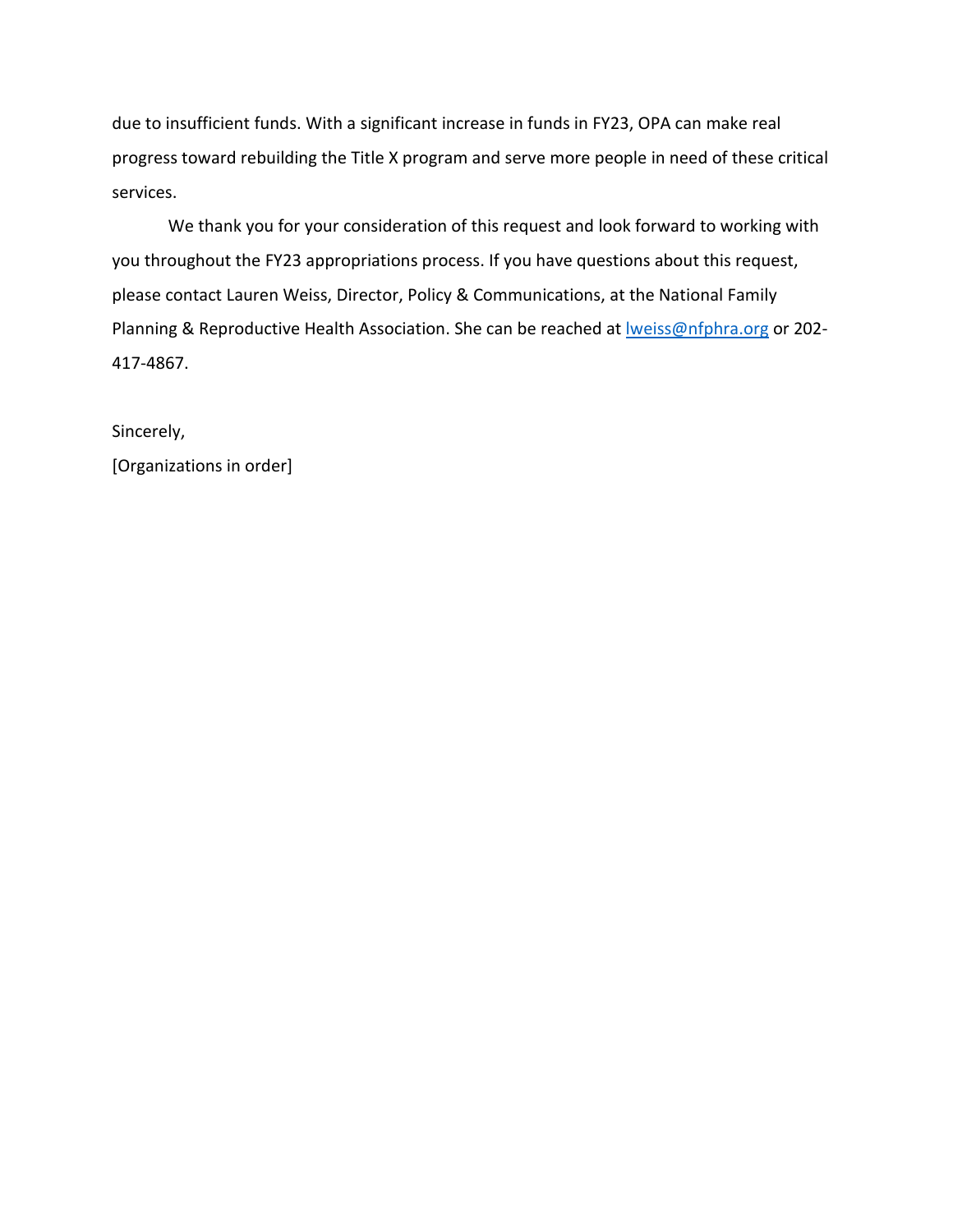due to insufficient funds. With a significant increase in funds in FY23, OPA can make real progress toward rebuilding the Title X program and serve more people in need of these critical services.

We thank you for your consideration of this request and look forward to working with you throughout the FY23 appropriations process. If you have questions about this request, please contact Lauren Weiss, Director, Policy & Communications, at the National Family Planning & Reproductive Health Association. She can be reached at lweiss@nfphra.org or 202-417-4867.

Sincerely,

[Organizations in order]